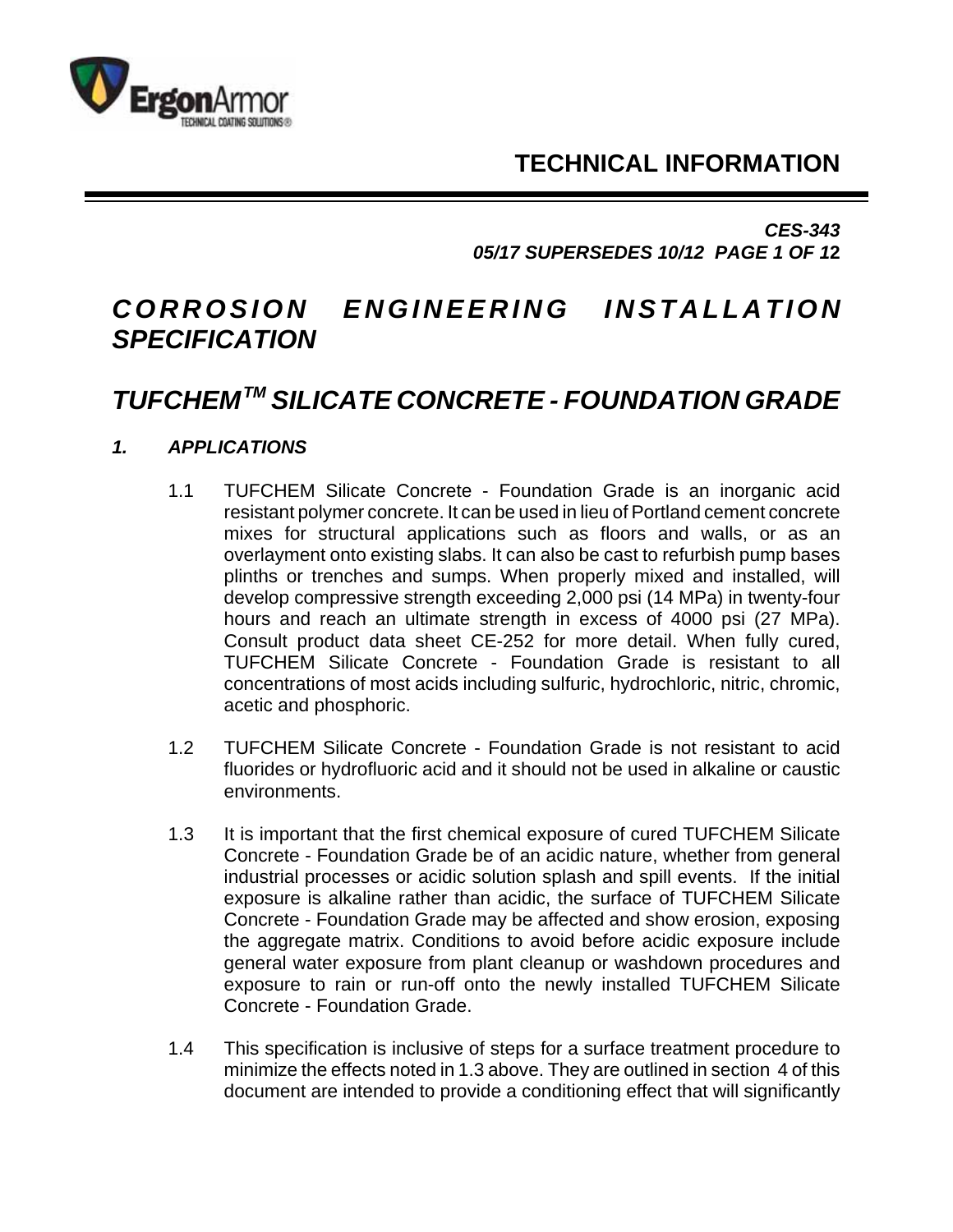# TECHNICAL INFORMATION

***CES-343***
***05/17 SUPERSEDES 10/12***

# *CORROSION ENGINEERING INSTALLATION SPECIFICATION*

# *TUFCHEM™ SILICATE CONCRETE - FOUNDATION GRADE*

## *1. APPLICATIONS*

1.1 TUFCHEM Silicate Concrete - Foundation Grade is an inorganic acid resistant polymer concrete. It can be used in lieu of Portland cement concrete mixes for structural applications such as floors and walls, or as an overlayment onto existing slabs. It can also be cast to refurbish pump bases plinths or trenches and sumps. When properly mixed and installed, will develop compressive strength exceeding 2,000 psi (14 MPa) in twenty-four hours and reach an ultimate strength in excess of 4000 psi (27 MPa). Consult product data sheet CE-252 for more detail. When fully cured, TUFCHEM Silicate Concrete - Foundation Grade is resistant to all concentrations of most acids including sulfuric, hydrochloric, nitric, chromic, acetic and phosphoric.

1.2 TUFCHEM Silicate Concrete - Foundation Grade is not resistant to acid fluorides or hydrofluoric acid and it should not be used in alkaline or caustic environments.

1.3 It is important that the first chemical exposure of cured TUFCHEM Silicate Concrete - Foundation Grade be of an acidic nature, whether from general industrial processes or acidic solution splash and spill events. If the initial exposure is alkaline rather than acidic, the surface of TUFCHEM Silicate Concrete - Foundation Grade may be affected and show erosion, exposing the aggregate matrix. Conditions to avoid before acidic exposure include general water exposure from plant cleanup or washdown procedures and exposure to rain or run-off onto the newly installed TUFCHEM Silicate Concrete - Foundation Grade.

1.4 This specification is inclusive of steps for a surface treatment procedure to minimize the effects noted in 1.3 above. They are outlined in section 4 of this document are intended to provide a conditioning effect that will significantly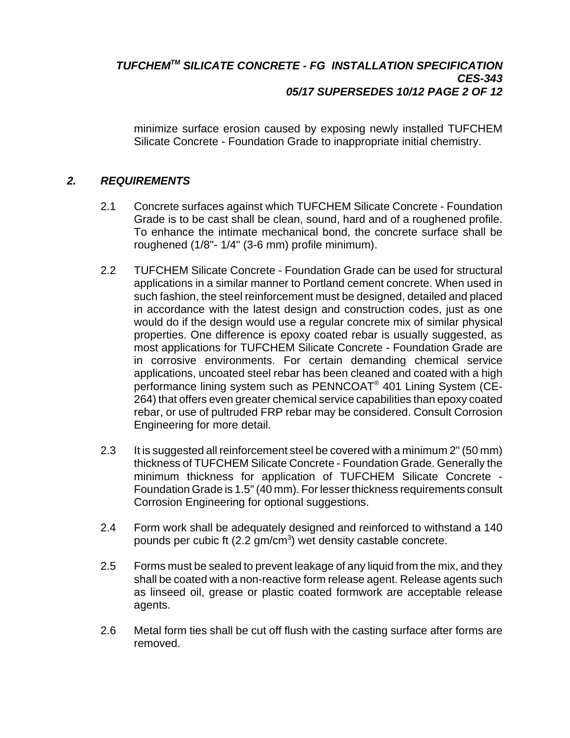minimize surface erosion caused by exposing newly installed TUFCHEM Silicate Concrete - Foundation Grade to inappropriate initial chemistry.

## *2. REQUIREMENTS*

2.1 Concrete surfaces against which TUFCHEM Silicate Concrete - Foundation Grade is to be cast shall be clean, sound, hard and of a roughened profile. To enhance the intimate mechanical bond, the concrete surface shall be roughened (1/8"- 1/4" (3-6 mm) profile minimum).

2.2 TUFCHEM Silicate Concrete - Foundation Grade can be used for structural applications in a similar manner to Portland cement concrete. When used in such fashion, the steel reinforcement must be designed, detailed and placed in accordance with the latest design and construction codes, just as one would do if the design would use a regular concrete mix of similar physical properties. One difference is epoxy coated rebar is usually suggested, as most applications for TUFCHEM Silicate Concrete - Foundation Grade are in corrosive environments. For certain demanding chemical service applications, uncoated steel rebar has been cleaned and coated with a high performance lining system such as PENNCOAT® 401 Lining System (CE-264) that offers even greater chemical service capabilities than epoxy coated rebar, or use of pultruded FRP rebar may be considered. Consult Corrosion Engineering for more detail.

2.3 It is suggested all reinforcement steel be covered with a minimum 2" (50 mm) thickness of TUFCHEM Silicate Concrete - Foundation Grade. Generally the minimum thickness for application of TUFCHEM Silicate Concrete - Foundation Grade is 1.5" (40 mm). For lesser thickness requirements consult Corrosion Engineering for optional suggestions.

2.4 Form work shall be adequately designed and reinforced to withstand a 140 pounds per cubic ft (2.2 gm/cm$^3$) wet density castable concrete.

2.5 Forms must be sealed to prevent leakage of any liquid from the mix, and they shall be coated with a non-reactive form release agent. Release agents such as linseed oil, grease or plastic coated formwork are acceptable release agents.

2.6 Metal form ties shall be cut off flush with the casting surface after forms are removed.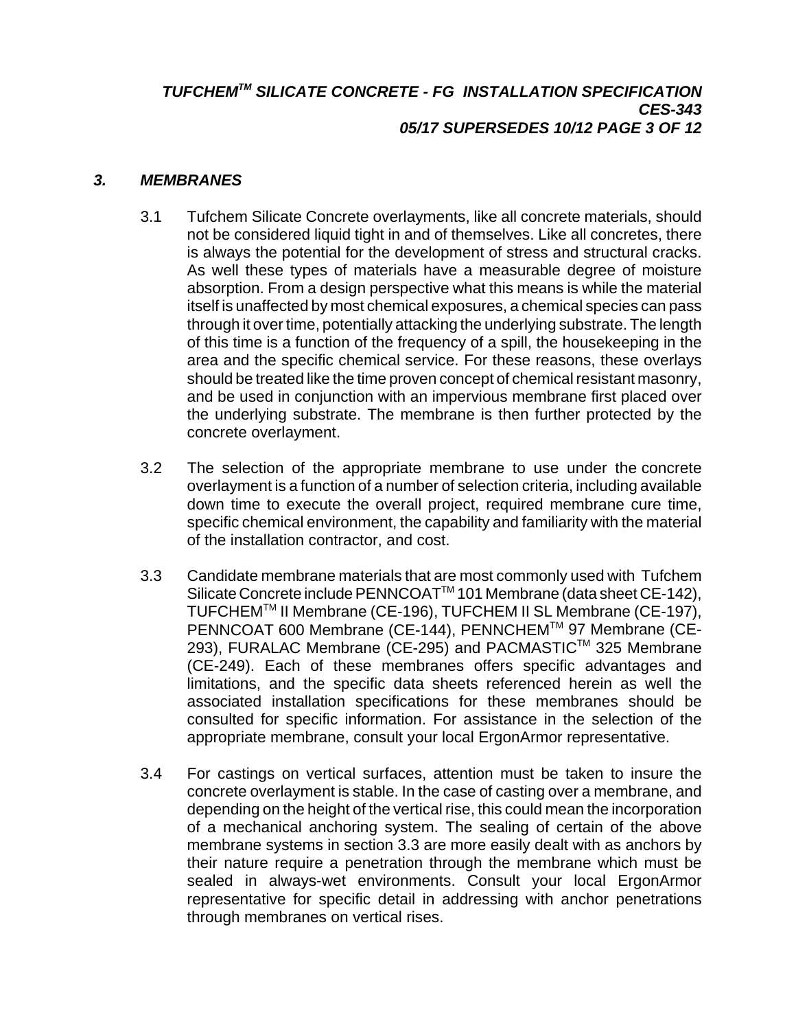## *3. MEMBRANES*

3.1 Tufchem Silicate Concrete overlayments, like all concrete materials, should not be considered liquid tight in and of themselves. Like all concretes, there is always the potential for the development of stress and structural cracks. As well these types of materials have a measurable degree of moisture absorption. From a design perspective what this means is while the material itself is unaffected by most chemical exposures, a chemical species can pass through it over time, potentially attacking the underlying substrate. The length of this time is a function of the frequency of a spill, the housekeeping in the area and the specific chemical service. For these reasons, these overlays should be treated like the time proven concept of chemical resistant masonry, and be used in conjunction with an impervious membrane first placed over the underlying substrate. The membrane is then further protected by the concrete overlayment.

3.2 The selection of the appropriate membrane to use under the concrete overlayment is a function of a number of selection criteria, including available down time to execute the overall project, required membrane cure time, specific chemical environment, the capability and familiarity with the material of the installation contractor, and cost.

3.3 Candidate membrane materials that are most commonly used with Tufchem Silicate Concrete include PENNCOAT™ 101 Membrane (data sheet CE-142), TUFCHEM™ II Membrane (CE-196), TUFCHEM II SL Membrane (CE-197), PENNCOAT 600 Membrane (CE-144), PENNCHEM™ 97 Membrane (CE-293), FURALAC Membrane (CE-295) and PACMASTIC™ 325 Membrane (CE-249). Each of these membranes offers specific advantages and limitations, and the specific data sheets referenced herein as well the associated installation specifications for these membranes should be consulted for specific information. For assistance in the selection of the appropriate membrane, consult your local ErgonArmor representative.

3.4 For castings on vertical surfaces, attention must be taken to insure the concrete overlayment is stable. In the case of casting over a membrane, and depending on the height of the vertical rise, this could mean the incorporation of a mechanical anchoring system. The sealing of certain of the above membrane systems in section 3.3 are more easily dealt with as anchors by their nature require a penetration through the membrane which must be sealed in always-wet environments. Consult your local ErgonArmor representative for specific detail in addressing with anchor penetrations through membranes on vertical rises.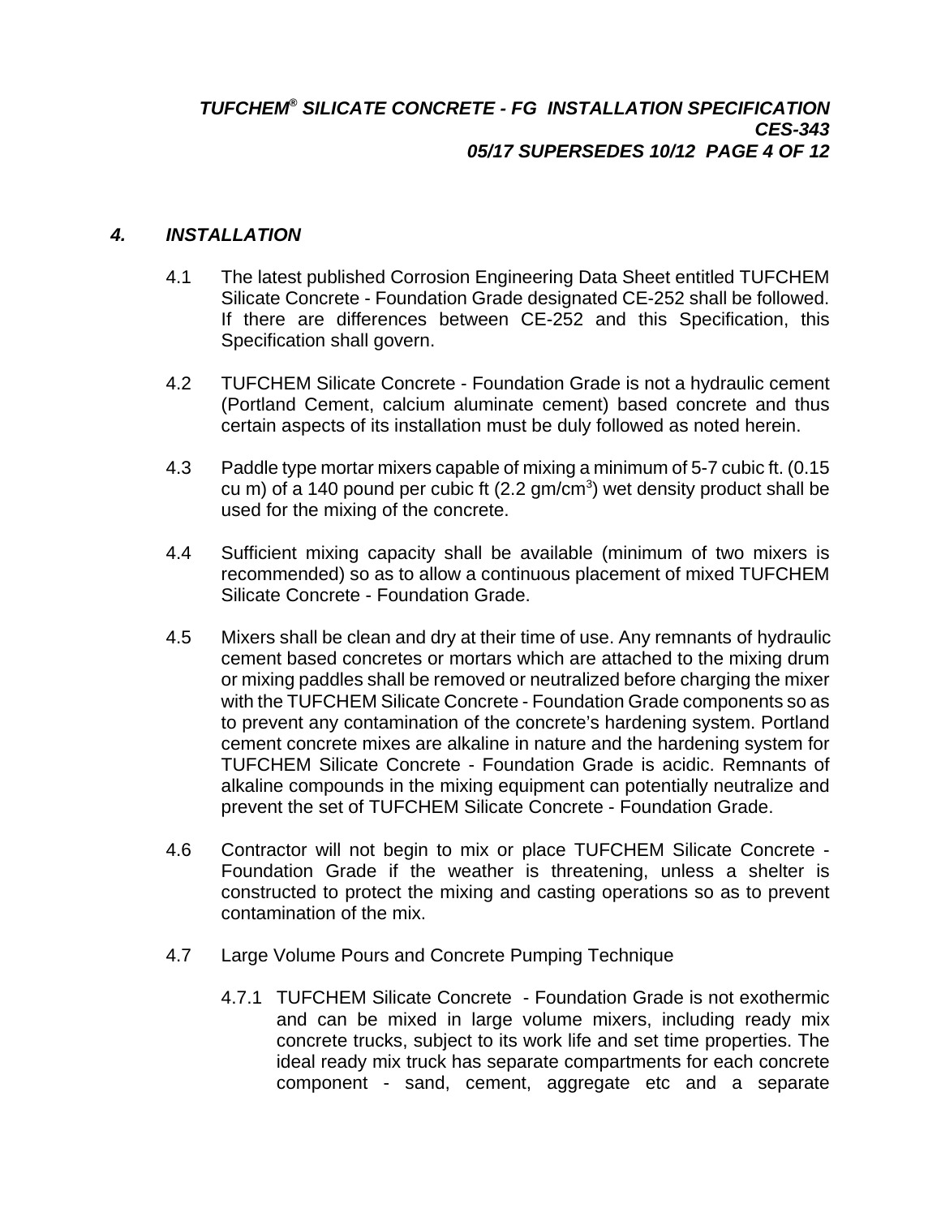## 4. INSTALLATION

4.1 The latest published Corrosion Engineering Data Sheet entitled TUFCHEM Silicate Concrete - Foundation Grade designated CE-252 shall be followed. If there are differences between CE-252 and this Specification, this Specification shall govern.

4.2 TUFCHEM Silicate Concrete - Foundation Grade is not a hydraulic cement (Portland Cement, calcium aluminate cement) based concrete and thus certain aspects of its installation must be duly followed as noted herein.

4.3 Paddle type mortar mixers capable of mixing a minimum of 5-7 cubic ft. (0.15 cu m) of a 140 pound per cubic ft (2.2 gm/cm$^3$) wet density product shall be used for the mixing of the concrete.

4.4 Sufficient mixing capacity shall be available (minimum of two mixers is recommended) so as to allow a continuous placement of mixed TUFCHEM Silicate Concrete - Foundation Grade.

4.5 Mixers shall be clean and dry at their time of use. Any remnants of hydraulic cement based concretes or mortars which are attached to the mixing drum or mixing paddles shall be removed or neutralized before charging the mixer with the TUFCHEM Silicate Concrete - Foundation Grade components so as to prevent any contamination of the concrete's hardening system. Portland cement concrete mixes are alkaline in nature and the hardening system for TUFCHEM Silicate Concrete - Foundation Grade is acidic. Remnants of alkaline compounds in the mixing equipment can potentially neutralize and prevent the set of TUFCHEM Silicate Concrete - Foundation Grade.

4.6 Contractor will not begin to mix or place TUFCHEM Silicate Concrete - Foundation Grade if the weather is threatening, unless a shelter is constructed to protect the mixing and casting operations so as to prevent contamination of the mix.

4.7 Large Volume Pours and Concrete Pumping Technique

4.7.1 TUFCHEM Silicate Concrete - Foundation Grade is not exothermic and can be mixed in large volume mixers, including ready mix concrete trucks, subject to its work life and set time properties. The ideal ready mix truck has separate compartments for each concrete component - sand, cement, aggregate etc and a separate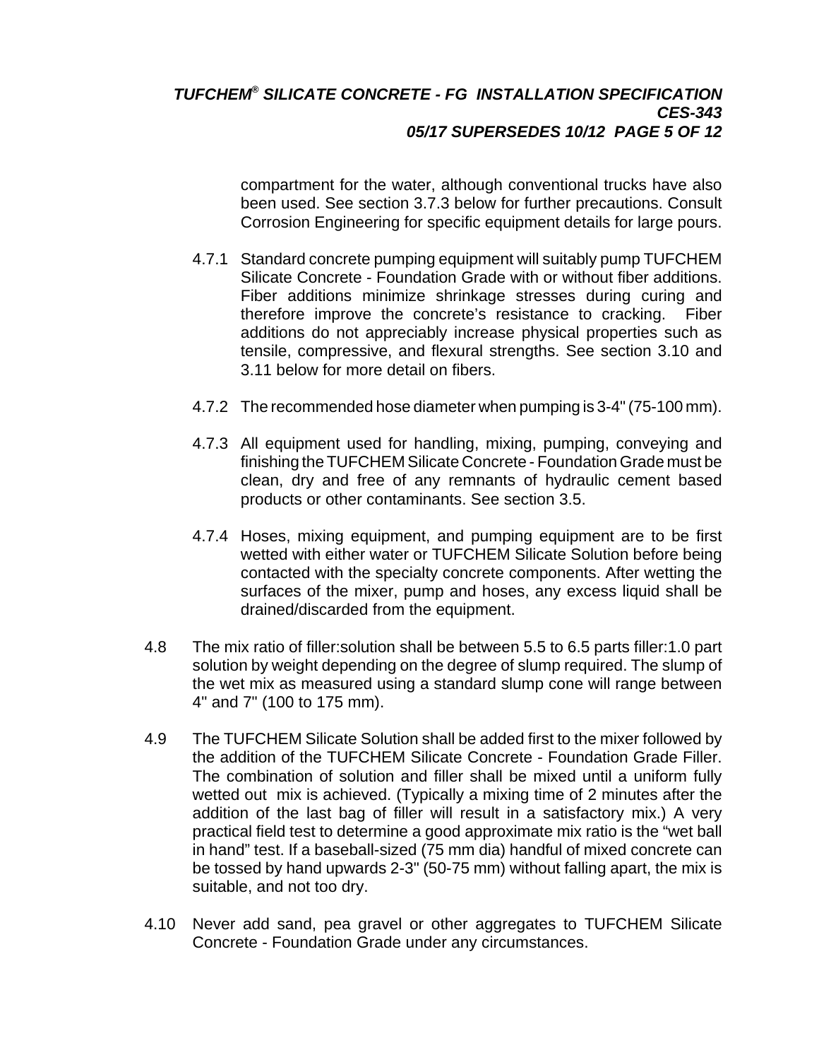compartment for the water, although conventional trucks have also been used. See section 3.7.3 below for further precautions. Consult Corrosion Engineering for specific equipment details for large pours.

4.7.1 Standard concrete pumping equipment will suitably pump TUFCHEM Silicate Concrete - Foundation Grade with or without fiber additions. Fiber additions minimize shrinkage stresses during curing and therefore improve the concrete's resistance to cracking. Fiber additions do not appreciably increase physical properties such as tensile, compressive, and flexural strengths. See section 3.10 and 3.11 below for more detail on fibers.

4.7.2 The recommended hose diameter when pumping is 3-4" (75-100 mm).

4.7.3 All equipment used for handling, mixing, pumping, conveying and finishing the TUFCHEM Silicate Concrete - Foundation Grade must be clean, dry and free of any remnants of hydraulic cement based products or other contaminants. See section 3.5.

4.7.4 Hoses, mixing equipment, and pumping equipment are to be first wetted with either water or TUFCHEM Silicate Solution before being contacted with the specialty concrete components. After wetting the surfaces of the mixer, pump and hoses, any excess liquid shall be drained/discarded from the equipment.

4.8 The mix ratio of filler:solution shall be between 5.5 to 6.5 parts filler:1.0 part solution by weight depending on the degree of slump required. The slump of the wet mix as measured using a standard slump cone will range between 4" and 7" (100 to 175 mm).

4.9 The TUFCHEM Silicate Solution shall be added first to the mixer followed by the addition of the TUFCHEM Silicate Concrete - Foundation Grade Filler. The combination of solution and filler shall be mixed until a uniform fully wetted out mix is achieved. (Typically a mixing time of 2 minutes after the addition of the last bag of filler will result in a satisfactory mix.) A very practical field test to determine a good approximate mix ratio is the "wet ball in hand" test. If a baseball-sized (75 mm dia) handful of mixed concrete can be tossed by hand upwards 2-3" (50-75 mm) without falling apart, the mix is suitable, and not too dry.

4.10 Never add sand, pea gravel or other aggregates to TUFCHEM Silicate Concrete - Foundation Grade under any circumstances.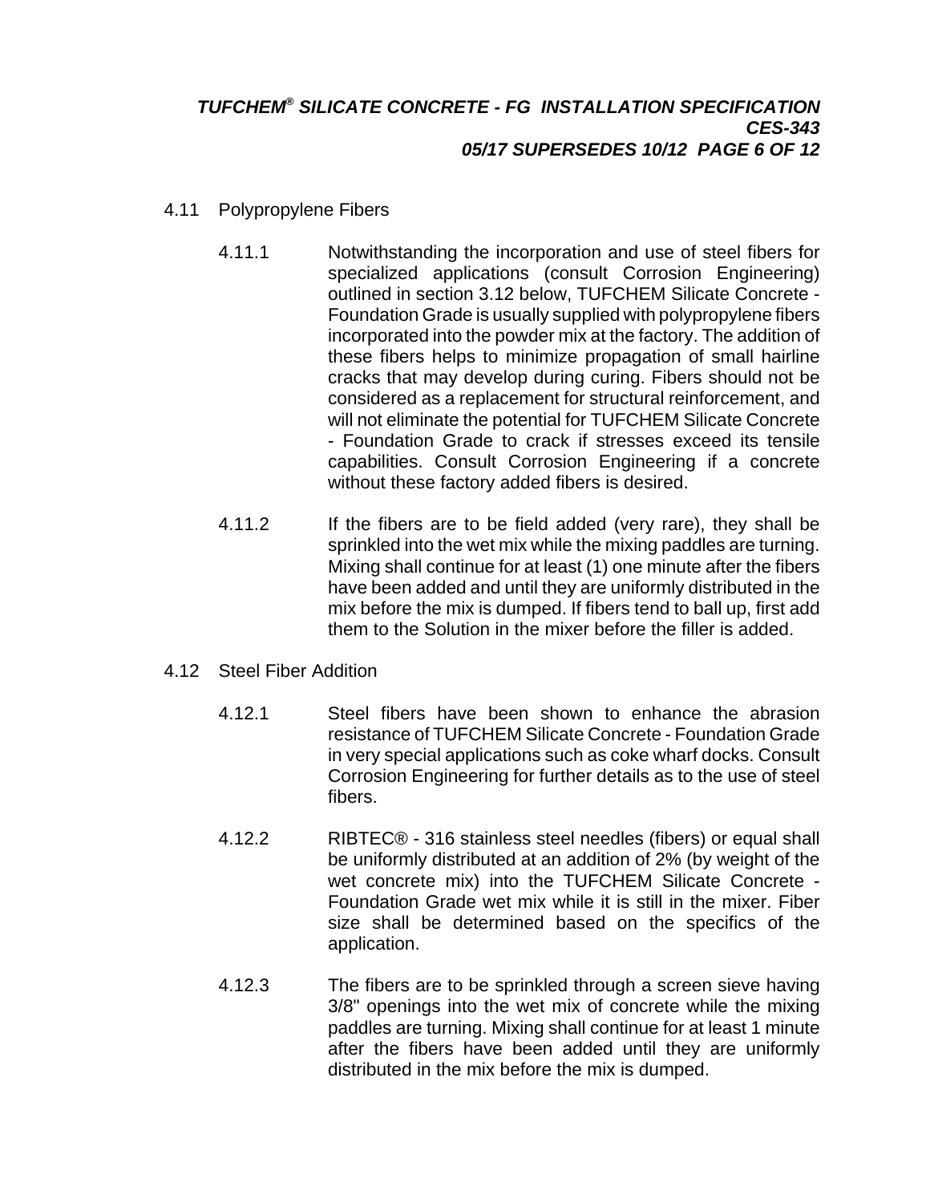## 4.11 Polypropylene Fibers

4.11.1 Notwithstanding the incorporation and use of steel fibers for specialized applications (consult Corrosion Engineering) outlined in section 3.12 below, TUFCHEM Silicate Concrete - Foundation Grade is usually supplied with polypropylene fibers incorporated into the powder mix at the factory. The addition of these fibers helps to minimize propagation of small hairline cracks that may develop during curing. Fibers should not be considered as a replacement for structural reinforcement, and will not eliminate the potential for TUFCHEM Silicate Concrete - Foundation Grade to crack if stresses exceed its tensile capabilities. Consult Corrosion Engineering if a concrete without these factory added fibers is desired.

4.11.2 If the fibers are to be field added (very rare), they shall be sprinkled into the wet mix while the mixing paddles are turning. Mixing shall continue for at least (1) one minute after the fibers have been added and until they are uniformly distributed in the mix before the mix is dumped. If fibers tend to ball up, first add them to the Solution in the mixer before the filler is added.

## 4.12 Steel Fiber Addition

4.12.1 Steel fibers have been shown to enhance the abrasion resistance of TUFCHEM Silicate Concrete - Foundation Grade in very special applications such as coke wharf docks. Consult Corrosion Engineering for further details as to the use of steel fibers.

4.12.2 RIBTEC® - 316 stainless steel needles (fibers) or equal shall be uniformly distributed at an addition of 2% (by weight of the wet concrete mix) into the TUFCHEM Silicate Concrete - Foundation Grade wet mix while it is still in the mixer. Fiber size shall be determined based on the specifics of the application.

4.12.3 The fibers are to be sprinkled through a screen sieve having 3/8" openings into the wet mix of concrete while the mixing paddles are turning. Mixing shall continue for at least 1 minute after the fibers have been added until they are uniformly distributed in the mix before the mix is dumped.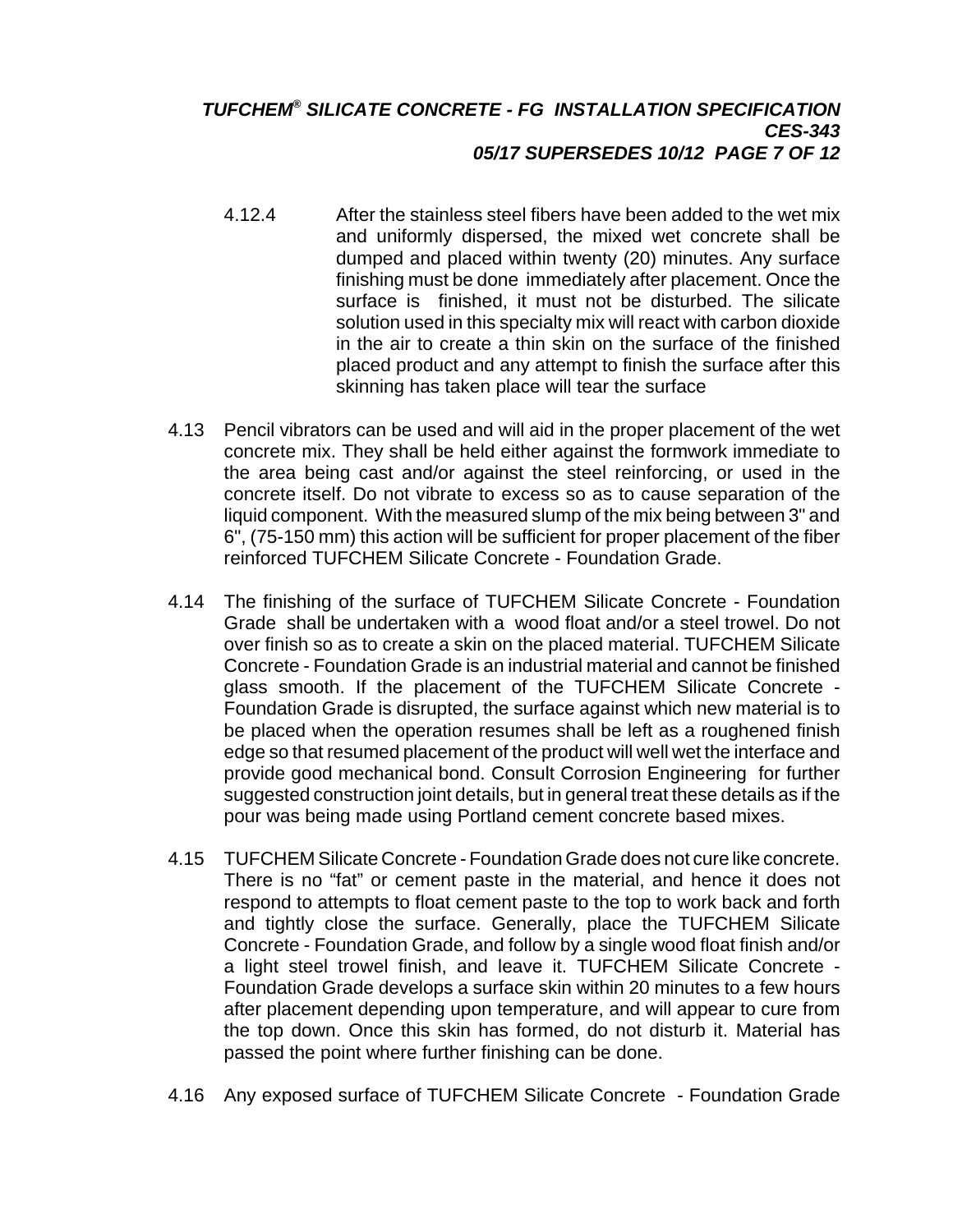4.12.4 After the stainless steel fibers have been added to the wet mix and uniformly dispersed, the mixed wet concrete shall be dumped and placed within twenty (20) minutes. Any surface finishing must be done immediately after placement. Once the surface is finished, it must not be disturbed. The silicate solution used in this specialty mix will react with carbon dioxide in the air to create a thin skin on the surface of the finished placed product and any attempt to finish the surface after this skinning has taken place will tear the surface

4.13 Pencil vibrators can be used and will aid in the proper placement of the wet concrete mix. They shall be held either against the formwork immediate to the area being cast and/or against the steel reinforcing, or used in the concrete itself. Do not vibrate to excess so as to cause separation of the liquid component. With the measured slump of the mix being between 3" and 6", (75-150 mm) this action will be sufficient for proper placement of the fiber reinforced TUFCHEM Silicate Concrete - Foundation Grade.

4.14 The finishing of the surface of TUFCHEM Silicate Concrete - Foundation Grade shall be undertaken with a wood float and/or a steel trowel. Do not over finish so as to create a skin on the placed material. TUFCHEM Silicate Concrete - Foundation Grade is an industrial material and cannot be finished glass smooth. If the placement of the TUFCHEM Silicate Concrete - Foundation Grade is disrupted, the surface against which new material is to be placed when the operation resumes shall be left as a roughened finish edge so that resumed placement of the product will well wet the interface and provide good mechanical bond. Consult Corrosion Engineering for further suggested construction joint details, but in general treat these details as if the pour was being made using Portland cement concrete based mixes.

4.15 TUFCHEM Silicate Concrete - Foundation Grade does not cure like concrete. There is no "fat" or cement paste in the material, and hence it does not respond to attempts to float cement paste to the top to work back and forth and tightly close the surface. Generally, place the TUFCHEM Silicate Concrete - Foundation Grade, and follow by a single wood float finish and/or a light steel trowel finish, and leave it. TUFCHEM Silicate Concrete - Foundation Grade develops a surface skin within 20 minutes to a few hours after placement depending upon temperature, and will appear to cure from the top down. Once this skin has formed, do not disturb it. Material has passed the point where further finishing can be done.

4.16 Any exposed surface of TUFCHEM Silicate Concrete - Foundation Grade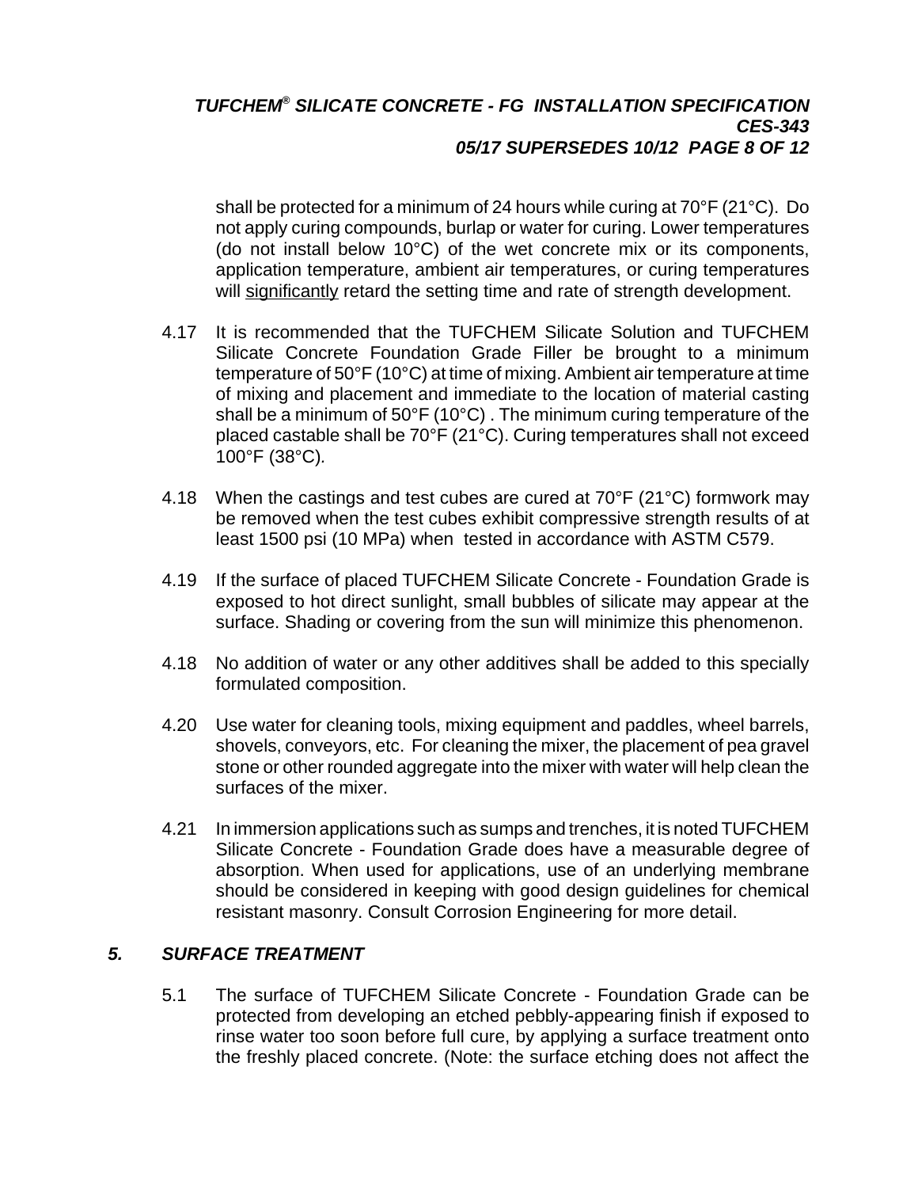shall be protected for a minimum of 24 hours while curing at 70°F (21°C). Do not apply curing compounds, burlap or water for curing. Lower temperatures (do not install below 10°C) of the wet concrete mix or its components, application temperature, ambient air temperatures, or curing temperatures will <u>significantly</u> retard the setting time and rate of strength development.

4.17 It is recommended that the TUFCHEM Silicate Solution and TUFCHEM Silicate Concrete Foundation Grade Filler be brought to a minimum temperature of 50°F (10°C) at time of mixing. Ambient air temperature at time of mixing and placement and immediate to the location of material casting shall be a minimum of 50°F (10°C) . The minimum curing temperature of the placed castable shall be 70°F (21°C). Curing temperatures shall not exceed 100°F (38°C).

4.18 When the castings and test cubes are cured at 70°F (21°C) formwork may be removed when the test cubes exhibit compressive strength results of at least 1500 psi (10 MPa) when tested in accordance with ASTM C579.

4.19 If the surface of placed TUFCHEM Silicate Concrete - Foundation Grade is exposed to hot direct sunlight, small bubbles of silicate may appear at the surface. Shading or covering from the sun will minimize this phenomenon.

4.18 No addition of water or any other additives shall be added to this specially formulated composition.

4.20 Use water for cleaning tools, mixing equipment and paddles, wheel barrels, shovels, conveyors, etc. For cleaning the mixer, the placement of pea gravel stone or other rounded aggregate into the mixer with water will help clean the surfaces of the mixer.

4.21 In immersion applications such as sumps and trenches, it is noted TUFCHEM Silicate Concrete - Foundation Grade does have a measurable degree of absorption. When used for applications, use of an underlying membrane should be considered in keeping with good design guidelines for chemical resistant masonry. Consult Corrosion Engineering for more detail.

## *5. SURFACE TREATMENT*

5.1 The surface of TUFCHEM Silicate Concrete - Foundation Grade can be protected from developing an etched pebbly-appearing finish if exposed to rinse water too soon before full cure, by applying a surface treatment onto the freshly placed concrete. (Note: the surface etching does not affect the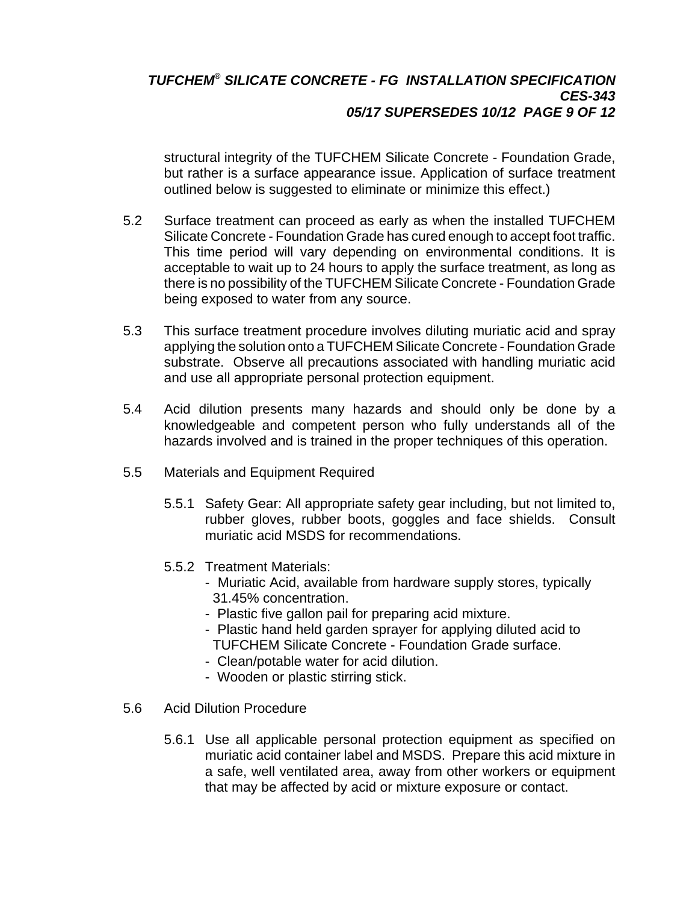structural integrity of the TUFCHEM Silicate Concrete - Foundation Grade, but rather is a surface appearance issue. Application of surface treatment outlined below is suggested to eliminate or minimize this effect.)

5.2 Surface treatment can proceed as early as when the installed TUFCHEM Silicate Concrete - Foundation Grade has cured enough to accept foot traffic. This time period will vary depending on environmental conditions. It is acceptable to wait up to 24 hours to apply the surface treatment, as long as there is no possibility of the TUFCHEM Silicate Concrete - Foundation Grade being exposed to water from any source.

5.3 This surface treatment procedure involves diluting muriatic acid and spray applying the solution onto a TUFCHEM Silicate Concrete - Foundation Grade substrate. Observe all precautions associated with handling muriatic acid and use all appropriate personal protection equipment.

5.4 Acid dilution presents many hazards and should only be done by a knowledgeable and competent person who fully understands all of the hazards involved and is trained in the proper techniques of this operation.

5.5 Materials and Equipment Required

5.5.1 Safety Gear: All appropriate safety gear including, but not limited to, rubber gloves, rubber boots, goggles and face shields. Consult muriatic acid MSDS for recommendations.

5.5.2 Treatment Materials:
- Muriatic Acid, available from hardware supply stores, typically 31.45% concentration.
- Plastic five gallon pail for preparing acid mixture.
- Plastic hand held garden sprayer for applying diluted acid to TUFCHEM Silicate Concrete - Foundation Grade surface.
- Clean/potable water for acid dilution.
- Wooden or plastic stirring stick.

5.6 Acid Dilution Procedure

5.6.1 Use all applicable personal protection equipment as specified on muriatic acid container label and MSDS. Prepare this acid mixture in a safe, well ventilated area, away from other workers or equipment that may be affected by acid or mixture exposure or contact.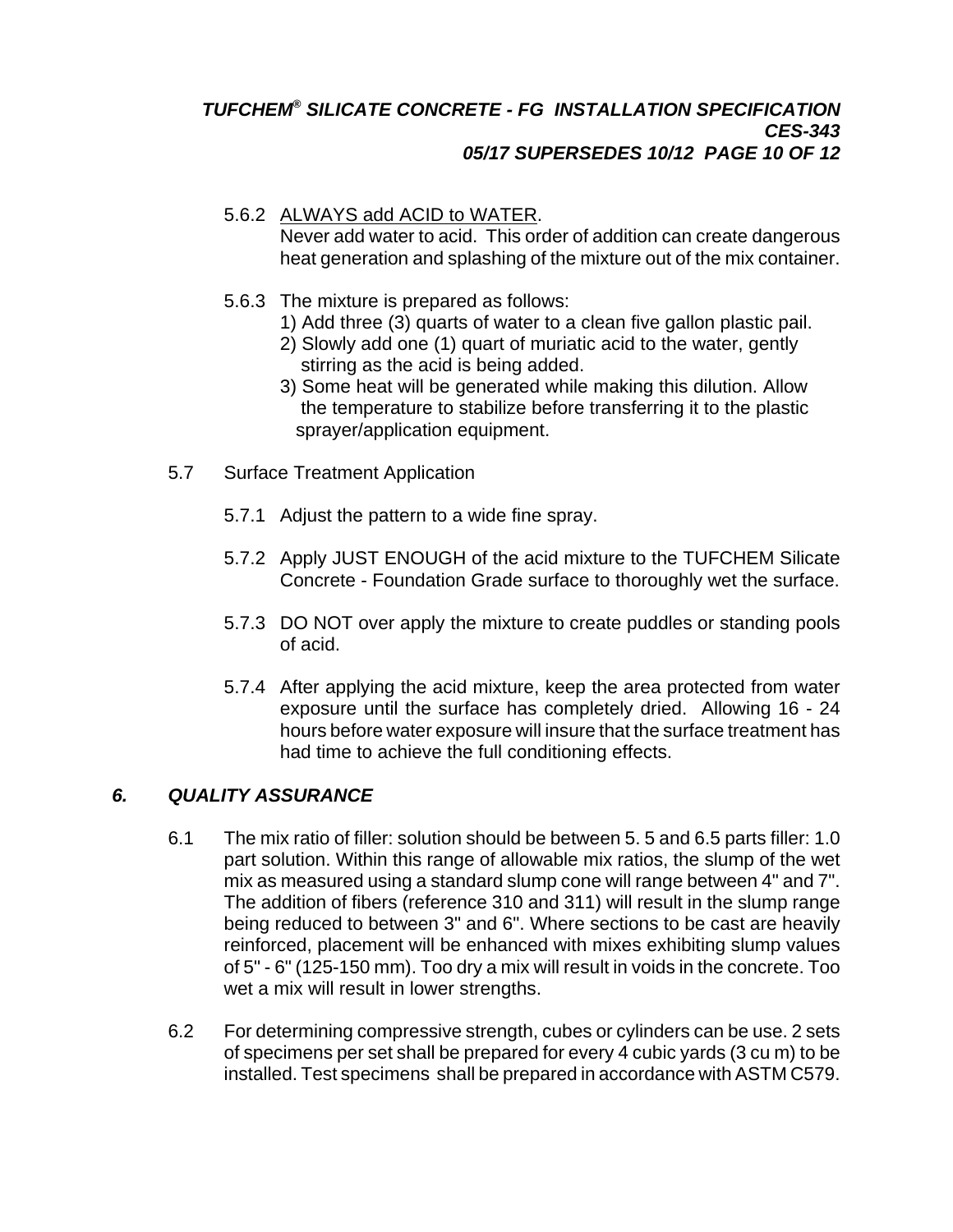5.6.2 <u>ALWAYS add ACID to WATER</u>.
Never add water to acid. This order of addition can create dangerous heat generation and splashing of the mixture out of the mix container.

5.6.3 The mixture is prepared as follows:
1) Add three (3) quarts of water to a clean five gallon plastic pail.
2) Slowly add one (1) quart of muriatic acid to the water, gently stirring as the acid is being added.
3) Some heat will be generated while making this dilution. Allow the temperature to stabilize before transferring it to the plastic sprayer/application equipment.

5.7 Surface Treatment Application

5.7.1 Adjust the pattern to a wide fine spray.

5.7.2 Apply JUST ENOUGH of the acid mixture to the TUFCHEM Silicate Concrete - Foundation Grade surface to thoroughly wet the surface.

5.7.3 DO NOT over apply the mixture to create puddles or standing pools of acid.

5.7.4 After applying the acid mixture, keep the area protected from water exposure until the surface has completely dried. Allowing 16 - 24 hours before water exposure will insure that the surface treatment has had time to achieve the full conditioning effects.

## *6. QUALITY ASSURANCE*

6.1 The mix ratio of filler: solution should be between 5. 5 and 6.5 parts filler: 1.0 part solution. Within this range of allowable mix ratios, the slump of the wet mix as measured using a standard slump cone will range between 4" and 7". The addition of fibers (reference 310 and 311) will result in the slump range being reduced to between 3" and 6". Where sections to be cast are heavily reinforced, placement will be enhanced with mixes exhibiting slump values of 5" - 6" (125-150 mm). Too dry a mix will result in voids in the concrete. Too wet a mix will result in lower strengths.

6.2 For determining compressive strength, cubes or cylinders can be use. 2 sets of specimens per set shall be prepared for every 4 cubic yards (3 cu m) to be installed. Test specimens shall be prepared in accordance with ASTM C579.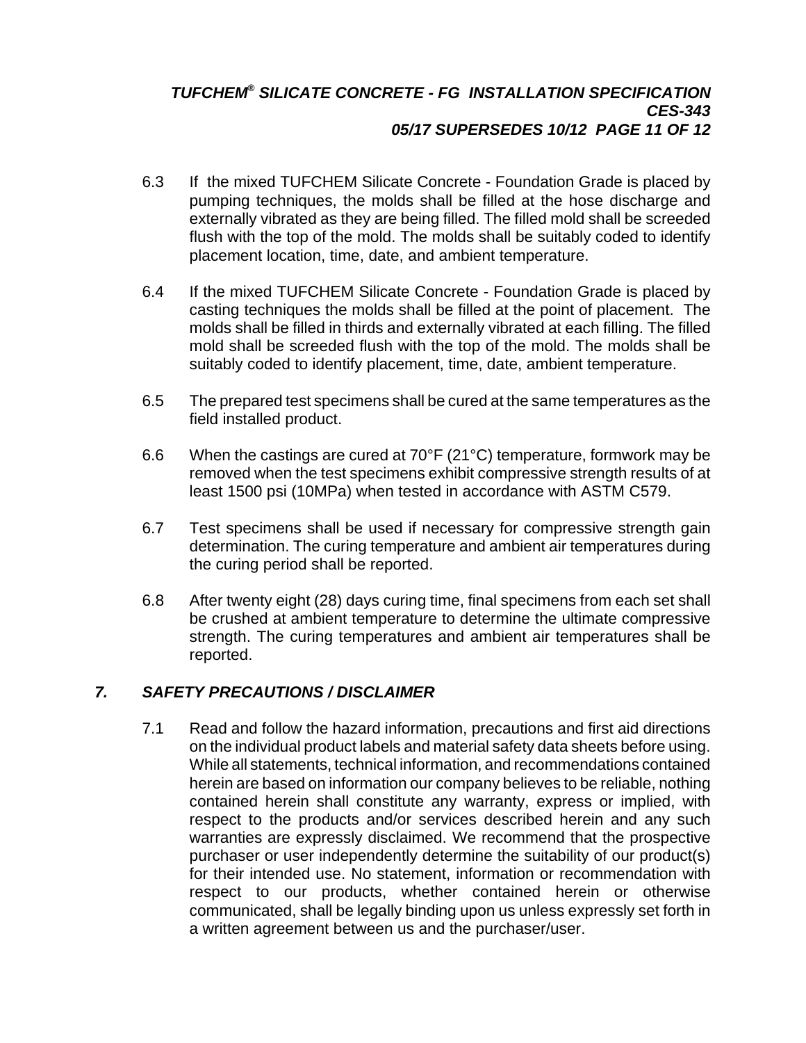6.3 If the mixed TUFCHEM Silicate Concrete - Foundation Grade is placed by pumping techniques, the molds shall be filled at the hose discharge and externally vibrated as they are being filled. The filled mold shall be screeded flush with the top of the mold. The molds shall be suitably coded to identify placement location, time, date, and ambient temperature.

6.4 If the mixed TUFCHEM Silicate Concrete - Foundation Grade is placed by casting techniques the molds shall be filled at the point of placement. The molds shall be filled in thirds and externally vibrated at each filling. The filled mold shall be screeded flush with the top of the mold. The molds shall be suitably coded to identify placement, time, date, ambient temperature.

6.5 The prepared test specimens shall be cured at the same temperatures as the field installed product.

6.6 When the castings are cured at 70°F (21°C) temperature, formwork may be removed when the test specimens exhibit compressive strength results of at least 1500 psi (10MPa) when tested in accordance with ASTM C579.

6.7 Test specimens shall be used if necessary for compressive strength gain determination. The curing temperature and ambient air temperatures during the curing period shall be reported.

6.8 After twenty eight (28) days curing time, final specimens from each set shall be crushed at ambient temperature to determine the ultimate compressive strength. The curing temperatures and ambient air temperatures shall be reported.

## *7. SAFETY PRECAUTIONS / DISCLAIMER*

7.1 Read and follow the hazard information, precautions and first aid directions on the individual product labels and material safety data sheets before using. While all statements, technical information, and recommendations contained herein are based on information our company believes to be reliable, nothing contained herein shall constitute any warranty, express or implied, with respect to the products and/or services described herein and any such warranties are expressly disclaimed. We recommend that the prospective purchaser or user independently determine the suitability of our product(s) for their intended use. No statement, information or recommendation with respect to our products, whether contained herein or otherwise communicated, shall be legally binding upon us unless expressly set forth in a written agreement between us and the purchaser/user.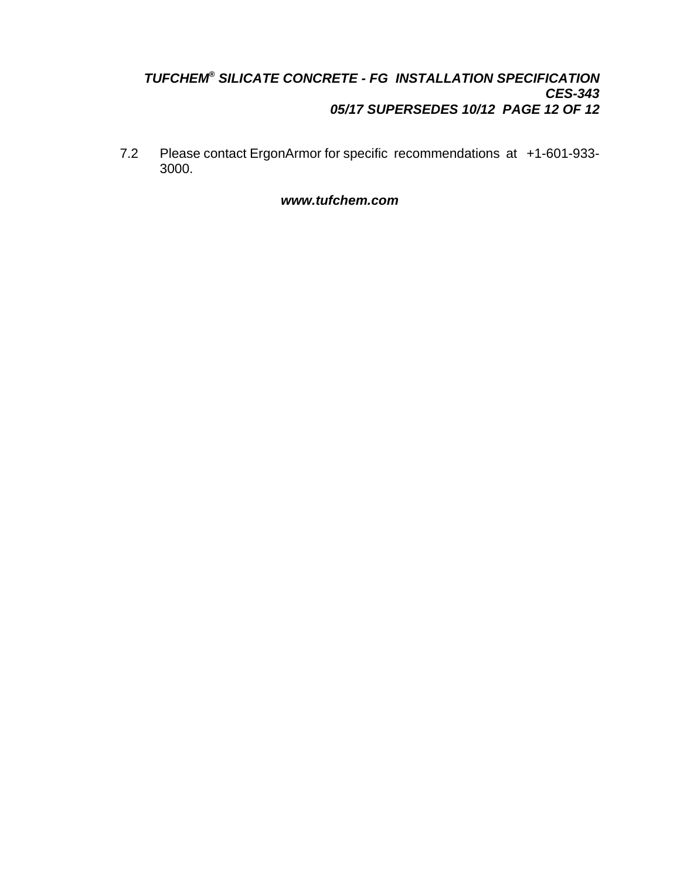7.2 Please contact ErgonArmor for specific recommendations at +1-601-933-3000.

***www.tufchem.com***